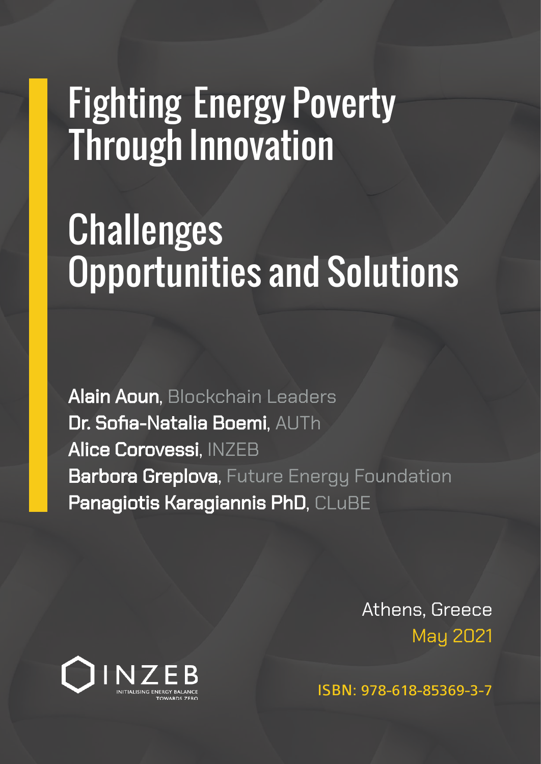# Fighting Energy Poverty Through Innovation

# Challenges Opportunities and Solutions

**Alain Aoun**, Blockchain Leaders
**Dr. Sofia-Natalia Boemi**, AUTh
**Alice Corovessi**, INZEB
**Barbora Greplova**, Future Energy Foundation
**Panagiotis Karagiannis PhD**, CLuBE

Athens, Greece
May 2021

INZEB
INITIALISING ENERGY BALANCE TOWARDS ZERO

ISBN: 978-618-85369-3-7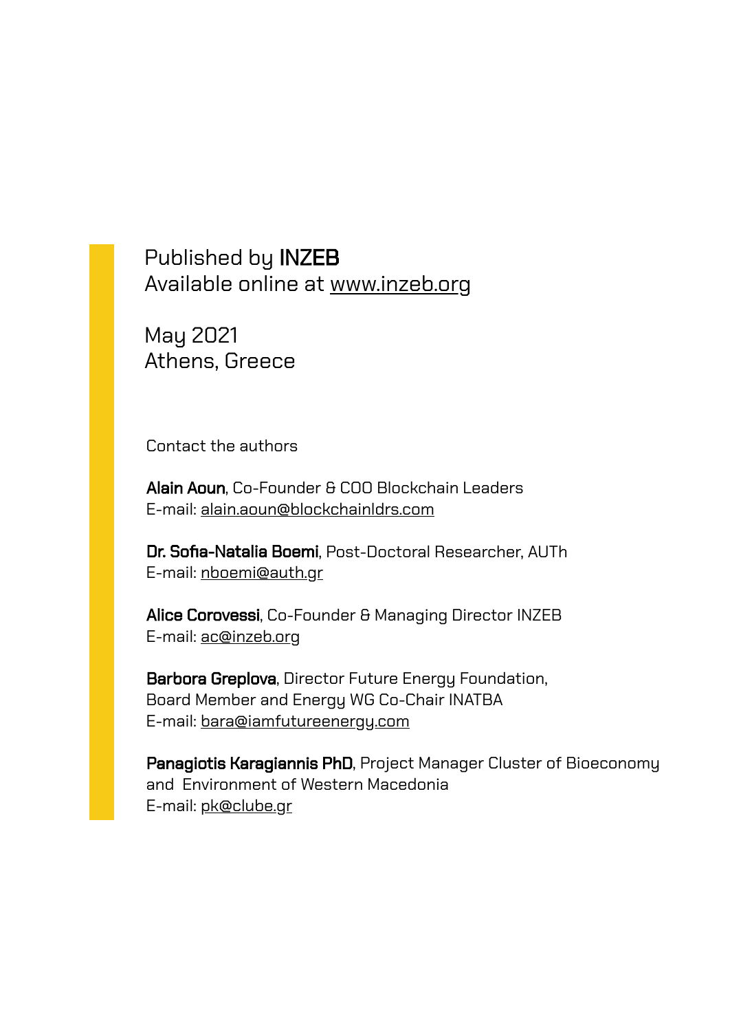Published by **INZEB**
Available online at www.inzeb.org

May 2021
Athens, Greece

Contact the authors

**Alain Aoun**, Co-Founder & COO Blockchain Leaders
E-mail: alain.aoun@blockchainldrs.com

**Dr. Sofia-Natalia Boemi**, Post-Doctoral Researcher, AUTh
E-mail: nboemi@auth.gr

**Alice Corovessi**, Co-Founder & Managing Director INZEB
E-mail: ac@inzeb.org

**Barbora Greplova**, Director Future Energy Foundation,
Board Member and Energy WG Co-Chair INATBA
E-mail: bara@iamfutureenergy.com

**Panagiotis Karagiannis PhD**, Project Manager Cluster of Bioeconomy and Environment of Western Macedonia
E-mail: pk@clube.gr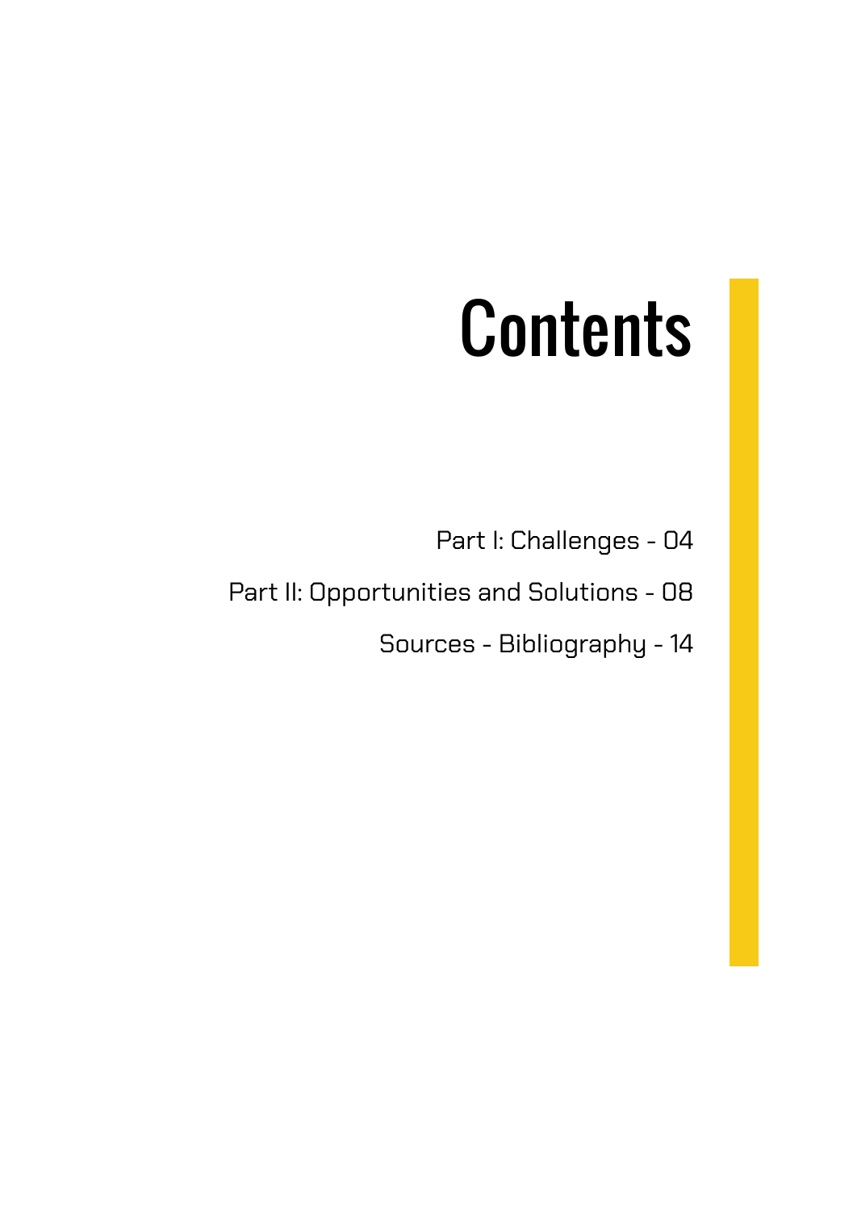# Contents

Part I: Challenges - 04

Part II: Opportunities and Solutions - 08

Sources - Bibliography - 14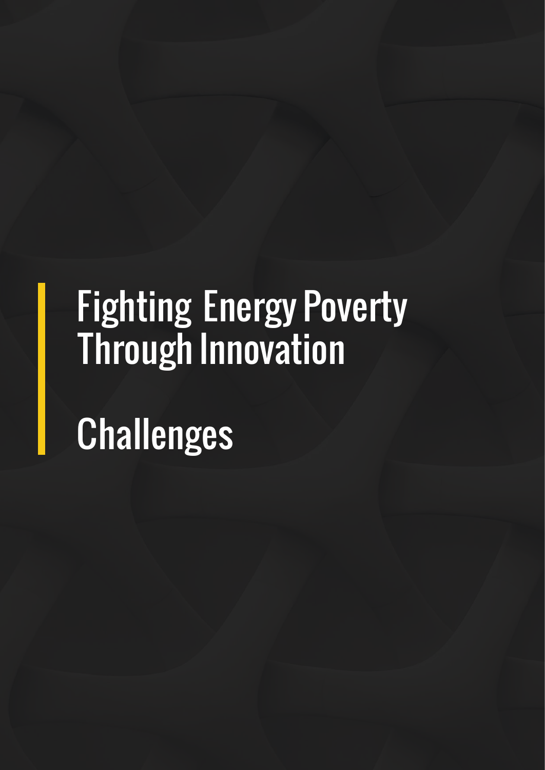# Fighting Energy Poverty Through Innovation

# Challenges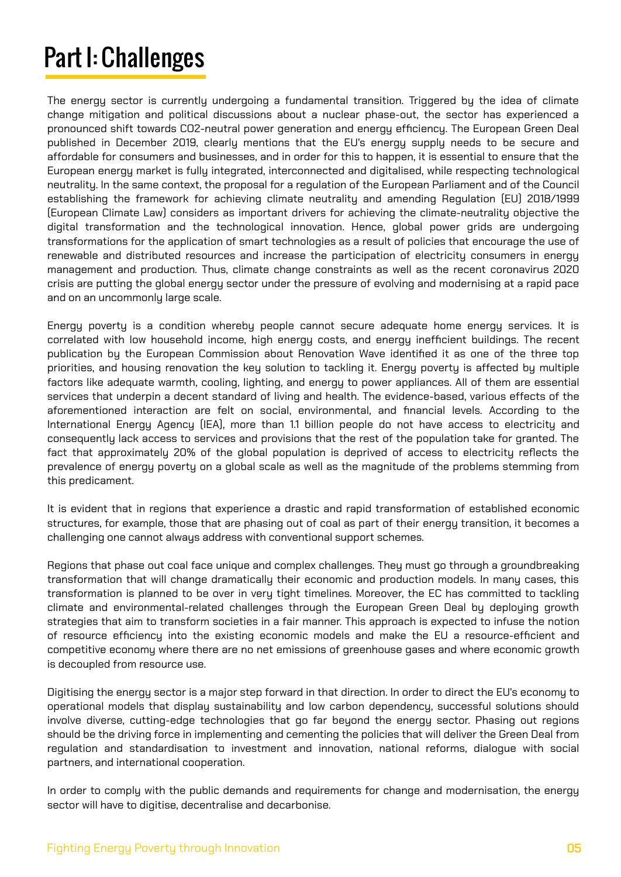# Part I: Challenges

The energy sector is currently undergoing a fundamental transition. Triggered by the idea of climate change mitigation and political discussions about a nuclear phase-out, the sector has experienced a pronounced shift towards CO2-neutral power generation and energy efficiency. The European Green Deal published in December 2019, clearly mentions that the EU's energy supply needs to be secure and affordable for consumers and businesses, and in order for this to happen, it is essential to ensure that the European energy market is fully integrated, interconnected and digitalised, while respecting technological neutrality. In the same context, the proposal for a regulation of the European Parliament and of the Council establishing the framework for achieving climate neutrality and amending Regulation (EU) 2018/1999 (European Climate Law) considers as important drivers for achieving the climate-neutrality objective the digital transformation and the technological innovation. Hence, global power grids are undergoing transformations for the application of smart technologies as a result of policies that encourage the use of renewable and distributed resources and increase the participation of electricity consumers in energy management and production. Thus, climate change constraints as well as the recent coronavirus 2020 crisis are putting the global energy sector under the pressure of evolving and modernising at a rapid pace and on an uncommonly large scale.

Energy poverty is a condition whereby people cannot secure adequate home energy services. It is correlated with low household income, high energy costs, and energy inefficient buildings. The recent publication by the European Commission about Renovation Wave identified it as one of the three top priorities, and housing renovation the key solution to tackling it. Energy poverty is affected by multiple factors like adequate warmth, cooling, lighting, and energy to power appliances. All of them are essential services that underpin a decent standard of living and health. The evidence-based, various effects of the aforementioned interaction are felt on social, environmental, and financial levels. According to the International Energy Agency (IEA), more than 1.1 billion people do not have access to electricity and consequently lack access to services and provisions that the rest of the population take for granted. The fact that approximately 20% of the global population is deprived of access to electricity reflects the prevalence of energy poverty on a global scale as well as the magnitude of the problems stemming from this predicament.

It is evident that in regions that experience a drastic and rapid transformation of established economic structures, for example, those that are phasing out of coal as part of their energy transition, it becomes a challenging one cannot always address with conventional support schemes.

Regions that phase out coal face unique and complex challenges. They must go through a groundbreaking transformation that will change dramatically their economic and production models. In many cases, this transformation is planned to be over in very tight timelines. Moreover, the EC has committed to tackling climate and environmental-related challenges through the European Green Deal by deploying growth strategies that aim to transform societies in a fair manner. This approach is expected to infuse the notion of resource efficiency into the existing economic models and make the EU a resource-efficient and competitive economy where there are no net emissions of greenhouse gases and where economic growth is decoupled from resource use.

Digitising the energy sector is a major step forward in that direction. In order to direct the EU's economy to operational models that display sustainability and low carbon dependency, successful solutions should involve diverse, cutting-edge technologies that go far beyond the energy sector. Phasing out regions should be the driving force in implementing and cementing the policies that will deliver the Green Deal from regulation and standardisation to investment and innovation, national reforms, dialogue with social partners, and international cooperation.

In order to comply with the public demands and requirements for change and modernisation, the energy sector will have to digitise, decentralise and decarbonise.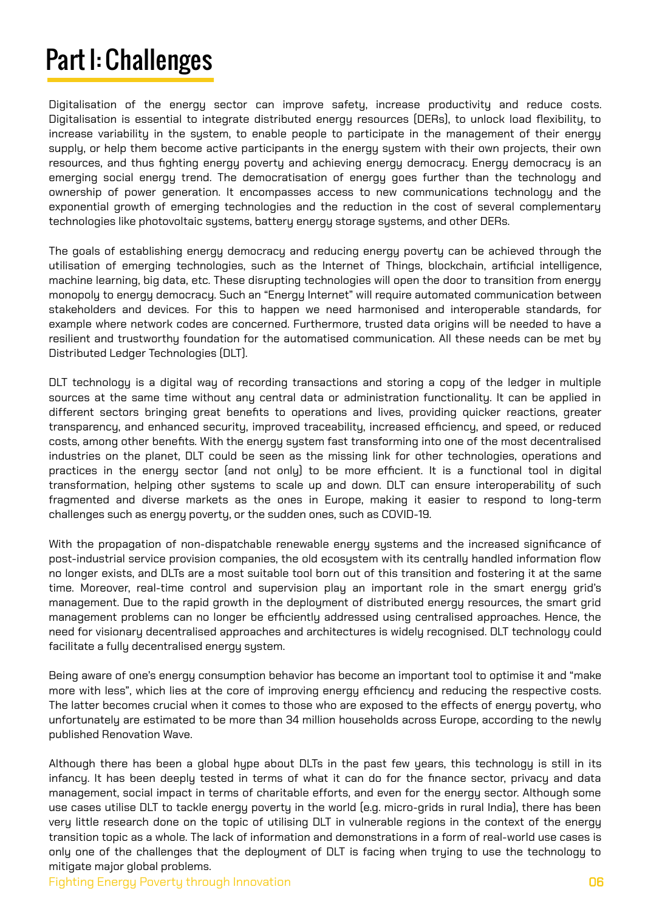# Part I: Challenges

Digitalisation of the energy sector can improve safety, increase productivity and reduce costs. Digitalisation is essential to integrate distributed energy resources (DERs), to unlock load flexibility, to increase variability in the system, to enable people to participate in the management of their energy supply, or help them become active participants in the energy system with their own projects, their own resources, and thus fighting energy poverty and achieving energy democracy. Energy democracy is an emerging social energy trend. The democratisation of energy goes further than the technology and ownership of power generation. It encompasses access to new communications technology and the exponential growth of emerging technologies and the reduction in the cost of several complementary technologies like photovoltaic systems, battery energy storage systems, and other DERs.

The goals of establishing energy democracy and reducing energy poverty can be achieved through the utilisation of emerging technologies, such as the Internet of Things, blockchain, artificial intelligence, machine learning, big data, etc. These disrupting technologies will open the door to transition from energy monopoly to energy democracy. Such an "Energy Internet" will require automated communication between stakeholders and devices. For this to happen we need harmonised and interoperable standards, for example where network codes are concerned. Furthermore, trusted data origins will be needed to have a resilient and trustworthy foundation for the automatised communication. All these needs can be met by Distributed Ledger Technologies (DLT).

DLT technology is a digital way of recording transactions and storing a copy of the ledger in multiple sources at the same time without any central data or administration functionality. It can be applied in different sectors bringing great benefits to operations and lives, providing quicker reactions, greater transparency, and enhanced security, improved traceability, increased efficiency, and speed, or reduced costs, among other benefits. With the energy system fast transforming into one of the most decentralised industries on the planet, DLT could be seen as the missing link for other technologies, operations and practices in the energy sector (and not only) to be more efficient. It is a functional tool in digital transformation, helping other systems to scale up and down. DLT can ensure interoperability of such fragmented and diverse markets as the ones in Europe, making it easier to respond to long-term challenges such as energy poverty, or the sudden ones, such as COVID-19.

With the propagation of non-dispatchable renewable energy systems and the increased significance of post-industrial service provision companies, the old ecosystem with its centrally handled information flow no longer exists, and DLTs are a most suitable tool born out of this transition and fostering it at the same time. Moreover, real-time control and supervision play an important role in the smart energy grid's management. Due to the rapid growth in the deployment of distributed energy resources, the smart grid management problems can no longer be efficiently addressed using centralised approaches. Hence, the need for visionary decentralised approaches and architectures is widely recognised. DLT technology could facilitate a fully decentralised energy system.

Being aware of one's energy consumption behavior has become an important tool to optimise it and "make more with less", which lies at the core of improving energy efficiency and reducing the respective costs. The latter becomes crucial when it comes to those who are exposed to the effects of energy poverty, who unfortunately are estimated to be more than 34 million households across Europe, according to the newly published Renovation Wave.

Although there has been a global hype about DLTs in the past few years, this technology is still in its infancy. It has been deeply tested in terms of what it can do for the finance sector, privacy and data management, social impact in terms of charitable efforts, and even for the energy sector. Although some use cases utilise DLT to tackle energy poverty in the world (e.g. micro-grids in rural India), there has been very little research done on the topic of utilising DLT in vulnerable regions in the context of the energy transition topic as a whole. The lack of information and demonstrations in a form of real-world use cases is only one of the challenges that the deployment of DLT is facing when trying to use the technology to mitigate major global problems.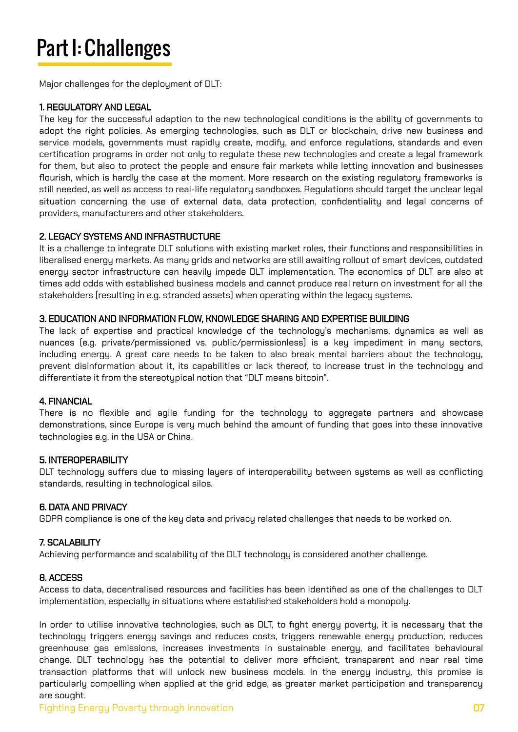# Part I: Challenges

Major challenges for the deployment of DLT:

**1. REGULATORY AND LEGAL**

The key for the successful adaption to the new technological conditions is the ability of governments to adopt the right policies. As emerging technologies, such as DLT or blockchain, drive new business and service models, governments must rapidly create, modify, and enforce regulations, standards and even certification programs in order not only to regulate these new technologies and create a legal framework for them, but also to protect the people and ensure fair markets while letting innovation and businesses flourish, which is hardly the case at the moment. More research on the existing regulatory frameworks is still needed, as well as access to real-life regulatory sandboxes. Regulations should target the unclear legal situation concerning the use of external data, data protection, confidentiality and legal concerns of providers, manufacturers and other stakeholders.

**2. LEGACY SYSTEMS AND INFRASTRUCTURE**

It is a challenge to integrate DLT solutions with existing market roles, their functions and responsibilities in liberalised energy markets. As many grids and networks are still awaiting rollout of smart devices, outdated energy sector infrastructure can heavily impede DLT implementation. The economics of DLT are also at times add odds with established business models and cannot produce real return on investment for all the stakeholders (resulting in e.g. stranded assets) when operating within the legacy systems.

**3. EDUCATION AND INFORMATION FLOW, KNOWLEDGE SHARING AND EXPERTISE BUILDING**

The lack of expertise and practical knowledge of the technology's mechanisms, dynamics as well as nuances (e.g. private/permissioned vs. public/permissionless) is a key impediment in many sectors, including energy. A great care needs to be taken to also break mental barriers about the technology, prevent disinformation about it, its capabilities or lack thereof, to increase trust in the technology and differentiate it from the stereotypical notion that "DLT means bitcoin".

**4. FINANCIAL**

There is no flexible and agile funding for the technology to aggregate partners and showcase demonstrations, since Europe is very much behind the amount of funding that goes into these innovative technologies e.g. in the USA or China.

**5. INTEROPERABILITY**

DLT technology suffers due to missing layers of interoperability between systems as well as conflicting standards, resulting in technological silos.

**6. DATA AND PRIVACY**

GDPR compliance is one of the key data and privacy related challenges that needs to be worked on.

**7. SCALABILITY**

Achieving performance and scalability of the DLT technology is considered another challenge.

**8. ACCESS**

Access to data, decentralised resources and facilities has been identified as one of the challenges to DLT implementation, especially in situations where established stakeholders hold a monopoly.

In order to utilise innovative technologies, such as DLT, to fight energy poverty, it is necessary that the technology triggers energy savings and reduces costs, triggers renewable energy production, reduces greenhouse gas emissions, increases investments in sustainable energy, and facilitates behavioural change. DLT technology has the potential to deliver more efficient, transparent and near real time transaction platforms that will unlock new business models. In the energy industry, this promise is particularly compelling when applied at the grid edge, as greater market participation and transparency are sought.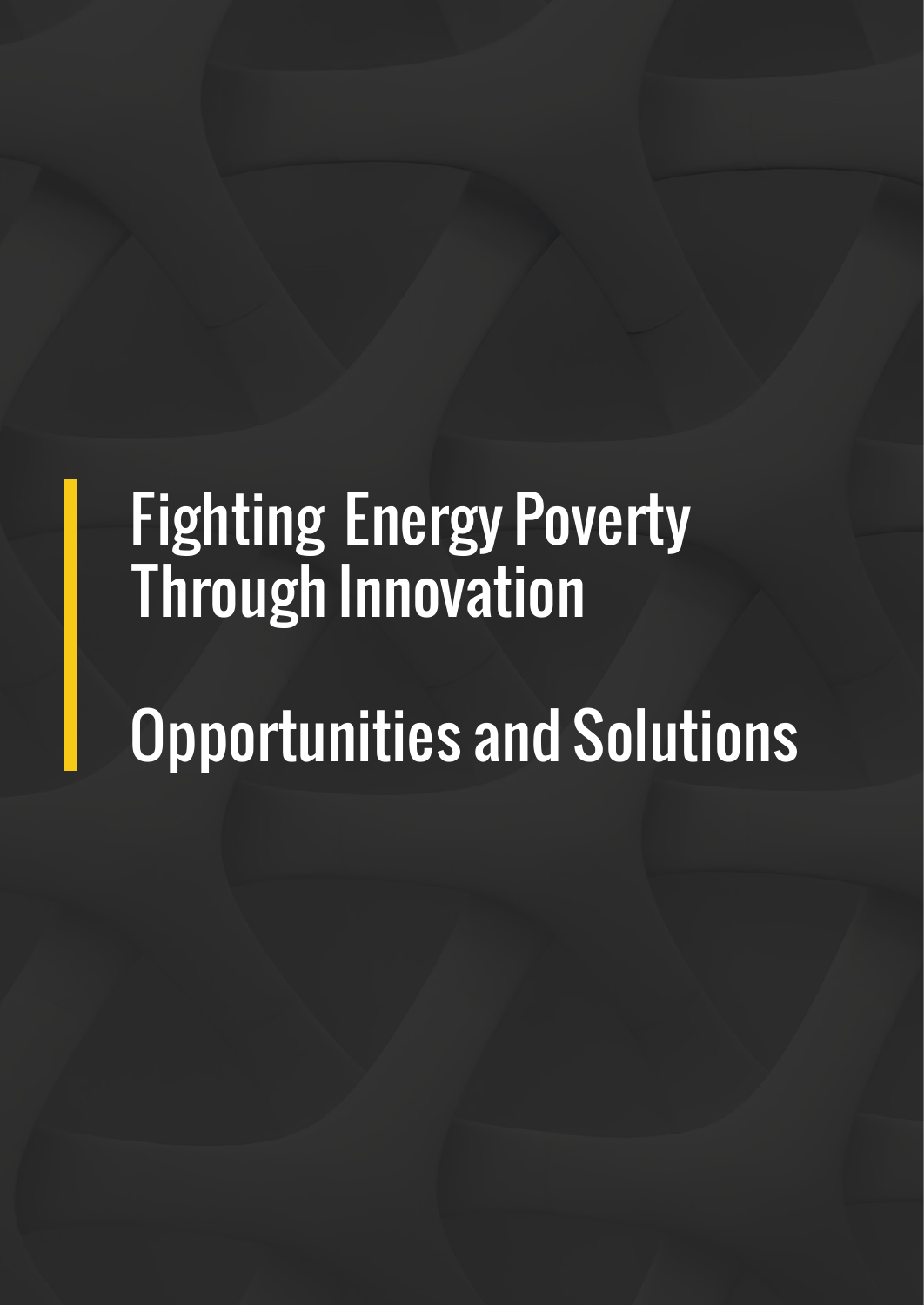# Fighting Energy Poverty Through Innovation

# Opportunities and Solutions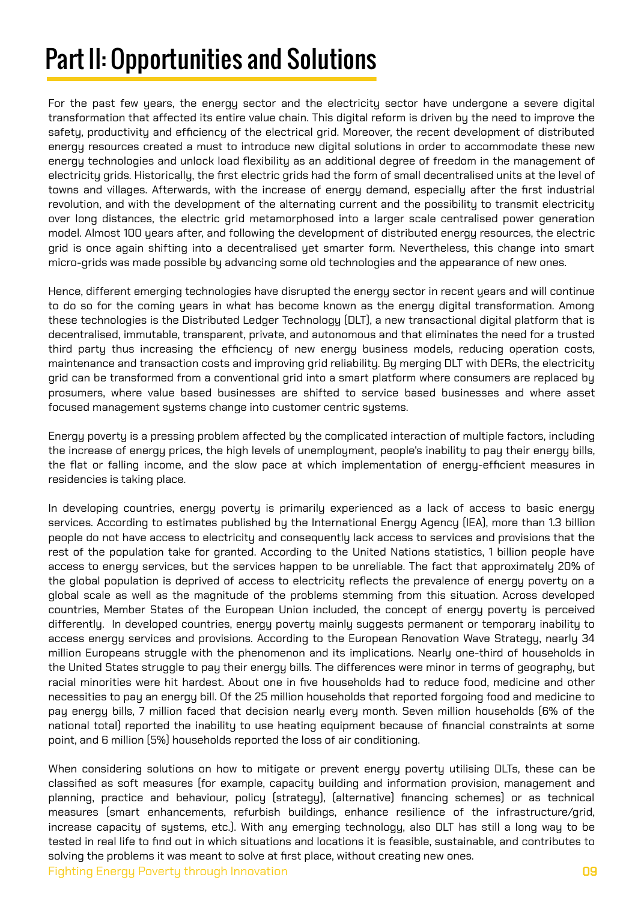# Part II: Opportunities and Solutions

For the past few years, the energy sector and the electricity sector have undergone a severe digital transformation that affected its entire value chain. This digital reform is driven by the need to improve the safety, productivity and efficiency of the electrical grid. Moreover, the recent development of distributed energy resources created a must to introduce new digital solutions in order to accommodate these new energy technologies and unlock load flexibility as an additional degree of freedom in the management of electricity grids. Historically, the first electric grids had the form of small decentralised units at the level of towns and villages. Afterwards, with the increase of energy demand, especially after the first industrial revolution, and with the development of the alternating current and the possibility to transmit electricity over long distances, the electric grid metamorphosed into a larger scale centralised power generation model. Almost 100 years after, and following the development of distributed energy resources, the electric grid is once again shifting into a decentralised yet smarter form. Nevertheless, this change into smart micro-grids was made possible by advancing some old technologies and the appearance of new ones.

Hence, different emerging technologies have disrupted the energy sector in recent years and will continue to do so for the coming years in what has become known as the energy digital transformation. Among these technologies is the Distributed Ledger Technology (DLT), a new transactional digital platform that is decentralised, immutable, transparent, private, and autonomous and that eliminates the need for a trusted third party thus increasing the efficiency of new energy business models, reducing operation costs, maintenance and transaction costs and improving grid reliability. By merging DLT with DERs, the electricity grid can be transformed from a conventional grid into a smart platform where consumers are replaced by prosumers, where value based businesses are shifted to service based businesses and where asset focused management systems change into customer centric systems.

Energy poverty is a pressing problem affected by the complicated interaction of multiple factors, including the increase of energy prices, the high levels of unemployment, people's inability to pay their energy bills, the flat or falling income, and the slow pace at which implementation of energy-efficient measures in residencies is taking place.

In developing countries, energy poverty is primarily experienced as a lack of access to basic energy services. According to estimates published by the International Energy Agency (IEA), more than 1.3 billion people do not have access to electricity and consequently lack access to services and provisions that the rest of the population take for granted. According to the United Nations statistics, 1 billion people have access to energy services, but the services happen to be unreliable. The fact that approximately 20% of the global population is deprived of access to electricity reflects the prevalence of energy poverty on a global scale as well as the magnitude of the problems stemming from this situation. Across developed countries, Member States of the European Union included, the concept of energy poverty is perceived differently. In developed countries, energy poverty mainly suggests permanent or temporary inability to access energy services and provisions. According to the European Renovation Wave Strategy, nearly 34 million Europeans struggle with the phenomenon and its implications. Nearly one-third of households in the United States struggle to pay their energy bills. The differences were minor in terms of geography, but racial minorities were hit hardest. About one in five households had to reduce food, medicine and other necessities to pay an energy bill. Of the 25 million households that reported forgoing food and medicine to pay energy bills, 7 million faced that decision nearly every month. Seven million households (6% of the national total) reported the inability to use heating equipment because of financial constraints at some point, and 6 million (5%) households reported the loss of air conditioning.

When considering solutions on how to mitigate or prevent energy poverty utilising DLTs, these can be classified as soft measures (for example, capacity building and information provision, management and planning, practice and behaviour, policy (strategy), (alternative) financing schemes) or as technical measures (smart enhancements, refurbish buildings, enhance resilience of the infrastructure/grid, increase capacity of systems, etc.). With any emerging technology, also DLT has still a long way to be tested in real life to find out in which situations and locations it is feasible, sustainable, and contributes to solving the problems it was meant to solve at first place, without creating new ones.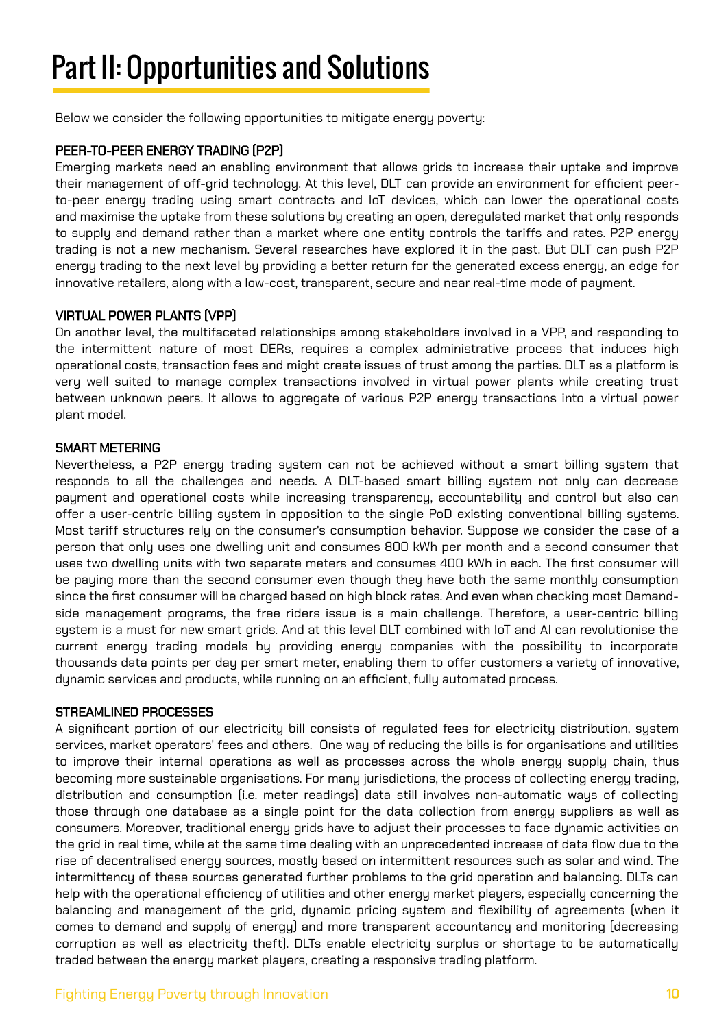# Part II: Opportunities and Solutions

Below we consider the following opportunities to mitigate energy poverty:

### PEER-TO-PEER ENERGY TRADING (P2P)

Emerging markets need an enabling environment that allows grids to increase their uptake and improve their management of off-grid technology. At this level, DLT can provide an environment for efficient peer-to-peer energy trading using smart contracts and IoT devices, which can lower the operational costs and maximise the uptake from these solutions by creating an open, deregulated market that only responds to supply and demand rather than a market where one entity controls the tariffs and rates. P2P energy trading is not a new mechanism. Several researches have explored it in the past. But DLT can push P2P energy trading to the next level by providing a better return for the generated excess energy, an edge for innovative retailers, along with a low-cost, transparent, secure and near real-time mode of payment.

### VIRTUAL POWER PLANTS (VPP)

On another level, the multifaceted relationships among stakeholders involved in a VPP, and responding to the intermittent nature of most DERs, requires a complex administrative process that induces high operational costs, transaction fees and might create issues of trust among the parties. DLT as a platform is very well suited to manage complex transactions involved in virtual power plants while creating trust between unknown peers. It allows to aggregate of various P2P energy transactions into a virtual power plant model.

### SMART METERING

Nevertheless, a P2P energy trading system can not be achieved without a smart billing system that responds to all the challenges and needs. A DLT-based smart billing system not only can decrease payment and operational costs while increasing transparency, accountability and control but also can offer a user-centric billing system in opposition to the single PoD existing conventional billing systems. Most tariff structures rely on the consumer's consumption behavior. Suppose we consider the case of a person that only uses one dwelling unit and consumes 800 kWh per month and a second consumer that uses two dwelling units with two separate meters and consumes 400 kWh in each. The first consumer will be paying more than the second consumer even though they have both the same monthly consumption since the first consumer will be charged based on high block rates. And even when checking most Demand-side management programs, the free riders issue is a main challenge. Therefore, a user-centric billing system is a must for new smart grids. And at this level DLT combined with IoT and AI can revolutionise the current energy trading models by providing energy companies with the possibility to incorporate thousands data points per day per smart meter, enabling them to offer customers a variety of innovative, dynamic services and products, while running on an efficient, fully automated process.

### STREAMLINED PROCESSES

A significant portion of our electricity bill consists of regulated fees for electricity distribution, system services, market operators' fees and others. One way of reducing the bills is for organisations and utilities to improve their internal operations as well as processes across the whole energy supply chain, thus becoming more sustainable organisations. For many jurisdictions, the process of collecting energy trading, distribution and consumption (i.e. meter readings) data still involves non-automatic ways of collecting those through one database as a single point for the data collection from energy suppliers as well as consumers. Moreover, traditional energy grids have to adjust their processes to face dynamic activities on the grid in real time, while at the same time dealing with an unprecedented increase of data flow due to the rise of decentralised energy sources, mostly based on intermittent resources such as solar and wind. The intermittency of these sources generated further problems to the grid operation and balancing. DLTs can help with the operational efficiency of utilities and other energy market players, especially concerning the balancing and management of the grid, dynamic pricing system and flexibility of agreements (when it comes to demand and supply of energy) and more transparent accountancy and monitoring (decreasing corruption as well as electricity theft). DLTs enable electricity surplus or shortage to be automatically traded between the energy market players, creating a responsive trading platform.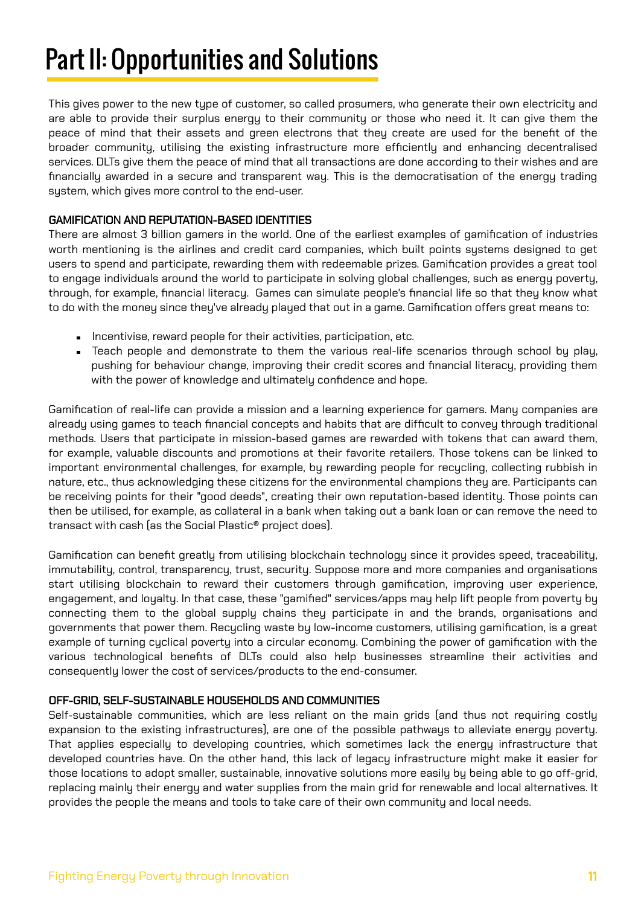# Part II: Opportunities and Solutions

This gives power to the new type of customer, so called prosumers, who generate their own electricity and are able to provide their surplus energy to their community or those who need it. It can give them the peace of mind that their assets and green electrons that they create are used for the benefit of the broader community, utilising the existing infrastructure more efficiently and enhancing decentralised services. DLTs give them the peace of mind that all transactions are done according to their wishes and are financially awarded in a secure and transparent way. This is the democratisation of the energy trading system, which gives more control to the end-user.

**GAMIFICATION AND REPUTATION-BASED IDENTITIES**

There are almost 3 billion gamers in the world. One of the earliest examples of gamification of industries worth mentioning is the airlines and credit card companies, which built points systems designed to get users to spend and participate, rewarding them with redeemable prizes. Gamification provides a great tool to engage individuals around the world to participate in solving global challenges, such as energy poverty, through, for example, financial literacy. Games can simulate people's financial life so that they know what to do with the money since they've already played that out in a game. Gamification offers great means to:

- Incentivise, reward people for their activities, participation, etc.
- Teach people and demonstrate to them the various real-life scenarios through school by play, pushing for behaviour change, improving their credit scores and financial literacy, providing them with the power of knowledge and ultimately confidence and hope.

Gamification of real-life can provide a mission and a learning experience for gamers. Many companies are already using games to teach financial concepts and habits that are difficult to convey through traditional methods. Users that participate in mission-based games are rewarded with tokens that can award them, for example, valuable discounts and promotions at their favorite retailers. Those tokens can be linked to important environmental challenges, for example, by rewarding people for recycling, collecting rubbish in nature, etc., thus acknowledging these citizens for the environmental champions they are. Participants can be receiving points for their "good deeds", creating their own reputation-based identity. Those points can then be utilised, for example, as collateral in a bank when taking out a bank loan or can remove the need to transact with cash (as the Social Plastic® project does).

Gamification can benefit greatly from utilising blockchain technology since it provides speed, traceability, immutability, control, transparency, trust, security. Suppose more and more companies and organisations start utilising blockchain to reward their customers through gamification, improving user experience, engagement, and loyalty. In that case, these "gamified" services/apps may help lift people from poverty by connecting them to the global supply chains they participate in and the brands, organisations and governments that power them. Recycling waste by low-income customers, utilising gamification, is a great example of turning cyclical poverty into a circular economy. Combining the power of gamification with the various technological benefits of DLTs could also help businesses streamline their activities and consequently lower the cost of services/products to the end-consumer.

**OFF-GRID, SELF-SUSTAINABLE HOUSEHOLDS AND COMMUNITIES**

Self-sustainable communities, which are less reliant on the main grids (and thus not requiring costly expansion to the existing infrastructures), are one of the possible pathways to alleviate energy poverty. That applies especially to developing countries, which sometimes lack the energy infrastructure that developed countries have. On the other hand, this lack of legacy infrastructure might make it easier for those locations to adopt smaller, sustainable, innovative solutions more easily by being able to go off-grid, replacing mainly their energy and water supplies from the main grid for renewable and local alternatives. It provides the people the means and tools to take care of their own community and local needs.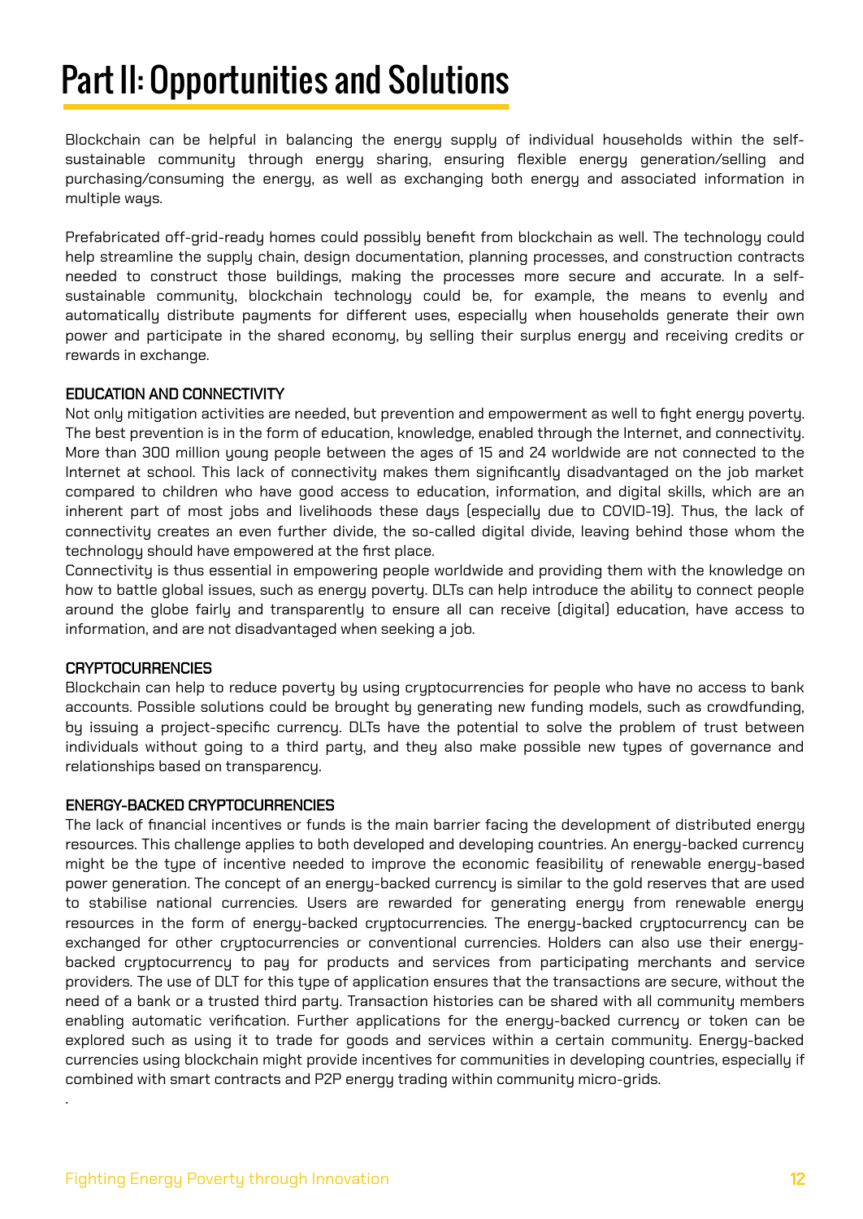# Part II: Opportunities and Solutions

Blockchain can be helpful in balancing the energy supply of individual households within the self-sustainable community through energy sharing, ensuring flexible energy generation/selling and purchasing/consuming the energy, as well as exchanging both energy and associated information in multiple ways.

Prefabricated off-grid-ready homes could possibly benefit from blockchain as well. The technology could help streamline the supply chain, design documentation, planning processes, and construction contracts needed to construct those buildings, making the processes more secure and accurate. In a self-sustainable community, blockchain technology could be, for example, the means to evenly and automatically distribute payments for different uses, especially when households generate their own power and participate in the shared economy, by selling their surplus energy and receiving credits or rewards in exchange.

**EDUCATION AND CONNECTIVITY**

Not only mitigation activities are needed, but prevention and empowerment as well to fight energy poverty. The best prevention is in the form of education, knowledge, enabled through the Internet, and connectivity. More than 300 million young people between the ages of 15 and 24 worldwide are not connected to the Internet at school. This lack of connectivity makes them significantly disadvantaged on the job market compared to children who have good access to education, information, and digital skills, which are an inherent part of most jobs and livelihoods these days (especially due to COVID-19). Thus, the lack of connectivity creates an even further divide, the so-called digital divide, leaving behind those whom the technology should have empowered at the first place.

Connectivity is thus essential in empowering people worldwide and providing them with the knowledge on how to battle global issues, such as energy poverty. DLTs can help introduce the ability to connect people around the globe fairly and transparently to ensure all can receive (digital) education, have access to information, and are not disadvantaged when seeking a job.

**CRYPTOCURRENCIES**

Blockchain can help to reduce poverty by using cryptocurrencies for people who have no access to bank accounts. Possible solutions could be brought by generating new funding models, such as crowdfunding, by issuing a project-specific currency. DLTs have the potential to solve the problem of trust between individuals without going to a third party, and they also make possible new types of governance and relationships based on transparency.

**ENERGY-BACKED CRYPTOCURRENCIES**

The lack of financial incentives or funds is the main barrier facing the development of distributed energy resources. This challenge applies to both developed and developing countries. An energy-backed currency might be the type of incentive needed to improve the economic feasibility of renewable energy-based power generation. The concept of an energy-backed currency is similar to the gold reserves that are used to stabilise national currencies. Users are rewarded for generating energy from renewable energy resources in the form of energy-backed cryptocurrencies. The energy-backed cryptocurrency can be exchanged for other cryptocurrencies or conventional currencies. Holders can also use their energy-backed cryptocurrency to pay for products and services from participating merchants and service providers. The use of DLT for this type of application ensures that the transactions are secure, without the need of a bank or a trusted third party. Transaction histories can be shared with all community members enabling automatic verification. Further applications for the energy-backed currency or token can be explored such as using it to trade for goods and services within a certain community. Energy-backed currencies using blockchain might provide incentives for communities in developing countries, especially if combined with smart contracts and P2P energy trading within community micro-grids.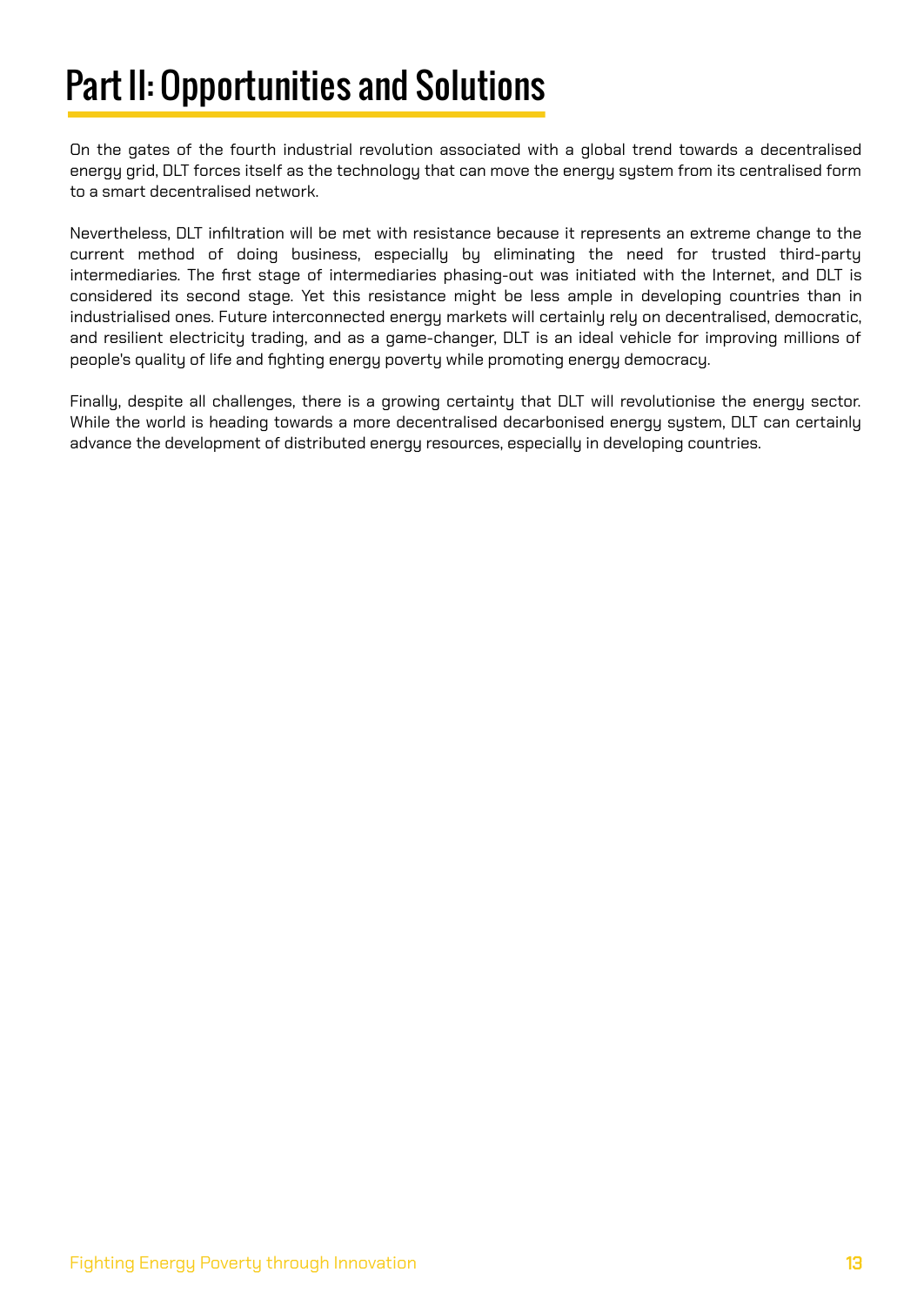# Part II: Opportunities and Solutions

On the gates of the fourth industrial revolution associated with a global trend towards a decentralised energy grid, DLT forces itself as the technology that can move the energy system from its centralised form to a smart decentralised network.

Nevertheless, DLT infiltration will be met with resistance because it represents an extreme change to the current method of doing business, especially by eliminating the need for trusted third-party intermediaries. The first stage of intermediaries phasing-out was initiated with the Internet, and DLT is considered its second stage. Yet this resistance might be less ample in developing countries than in industrialised ones. Future interconnected energy markets will certainly rely on decentralised, democratic, and resilient electricity trading, and as a game-changer, DLT is an ideal vehicle for improving millions of people's quality of life and fighting energy poverty while promoting energy democracy.

Finally, despite all challenges, there is a growing certainty that DLT will revolutionise the energy sector. While the world is heading towards a more decentralised decarbonised energy system, DLT can certainly advance the development of distributed energy resources, especially in developing countries.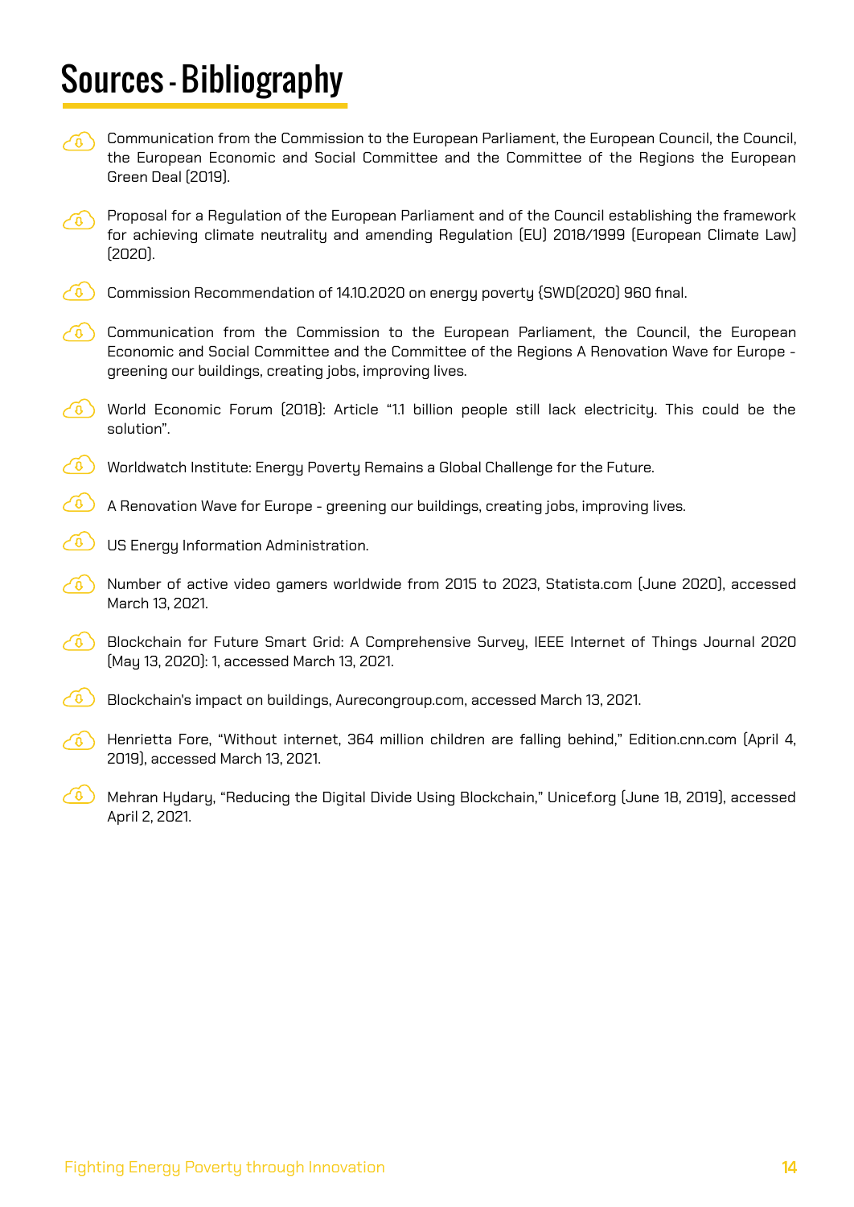# Sources - Bibliography

- Communication from the Commission to the European Parliament, the European Council, the Council, the European Economic and Social Committee and the Committee of the Regions the European Green Deal (2019).
- Proposal for a Regulation of the European Parliament and of the Council establishing the framework for achieving climate neutrality and amending Regulation (EU) 2018/1999 (European Climate Law) (2020).
- Commission Recommendation of 14.10.2020 on energy poverty {SWD(2020) 960 final.
- Communication from the Commission to the European Parliament, the Council, the European Economic and Social Committee and the Committee of the Regions A Renovation Wave for Europe - greening our buildings, creating jobs, improving lives.
- World Economic Forum (2018): Article “1.1 billion people still lack electricity. This could be the solution”.
- Worldwatch Institute: Energy Poverty Remains a Global Challenge for the Future.
- A Renovation Wave for Europe - greening our buildings, creating jobs, improving lives.
- US Energy Information Administration.
- Number of active video gamers worldwide from 2015 to 2023, Statista.com (June 2020), accessed March 13, 2021.
- Blockchain for Future Smart Grid: A Comprehensive Survey, IEEE Internet of Things Journal 2020 (May 13, 2020): 1, accessed March 13, 2021.
- Blockchain's impact on buildings, Aurecongroup.com, accessed March 13, 2021.
- Henrietta Fore, “Without internet, 364 million children are falling behind,” Edition.cnn.com (April 4, 2019), accessed March 13, 2021.
- Mehran Hydary, “Reducing the Digital Divide Using Blockchain,” Unicef.org (June 18, 2019), accessed April 2, 2021.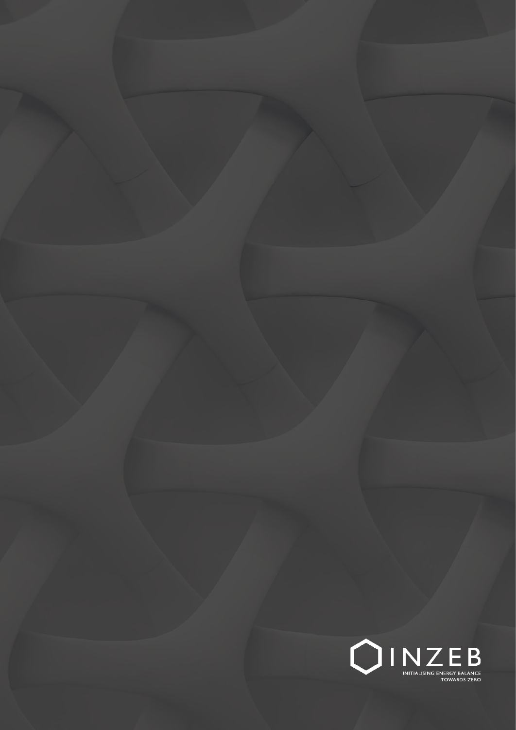INZEB

INITIALISING ENERGY BALANCE TOWARDS ZERO